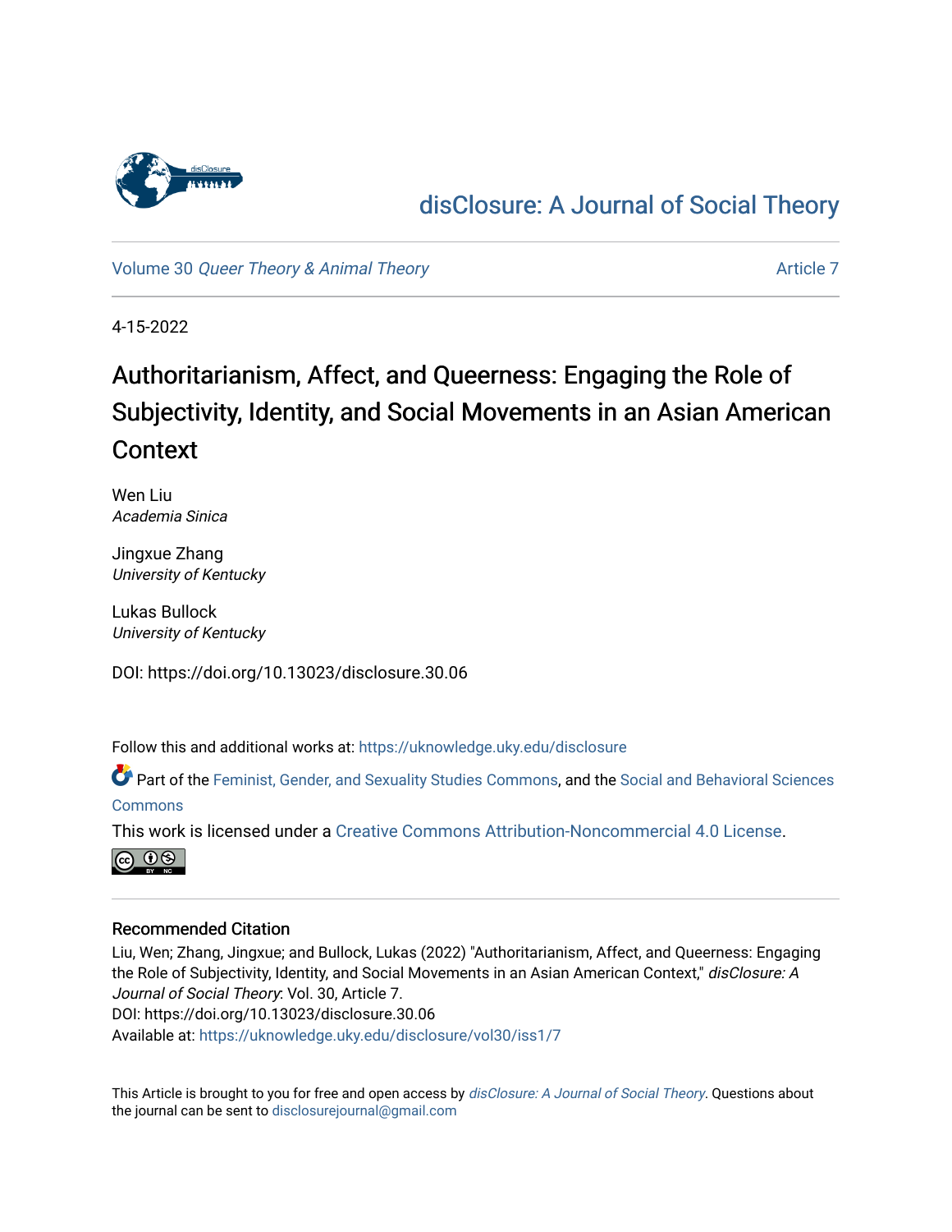disClosure: A Journal of Social Theory

Volume 30 *Queer Theory & Animal Theory* Article 7

4-15-2022

# Authoritarianism, Affect, and Queerness: Engaging the Role of Subjectivity, Identity, and Social Movements in an Asian American Context

Wen Liu
*Academia Sinica*

Jingxue Zhang
*University of Kentucky*

Lukas Bullock
*University of Kentucky*

DOI: https://doi.org/10.13023/disclosure.30.06

Follow this and additional works at: https://uknowledge.uky.edu/disclosure

Part of the Feminist, Gender, and Sexuality Studies Commons, and the Social and Behavioral Sciences Commons

This work is licensed under a Creative Commons Attribution-Noncommercial 4.0 License.

## Recommended Citation

Liu, Wen; Zhang, Jingxue; and Bullock, Lukas (2022) "Authoritarianism, Affect, and Queerness: Engaging the Role of Subjectivity, Identity, and Social Movements in an Asian American Context," *disClosure: A Journal of Social Theory*: Vol. 30, Article 7.
DOI: https://doi.org/10.13023/disclosure.30.06
Available at: https://uknowledge.uky.edu/disclosure/vol30/iss1/7

This Article is brought to you for free and open access by *disClosure: A Journal of Social Theory*. Questions about the journal can be sent to disclosurejournal@gmail.com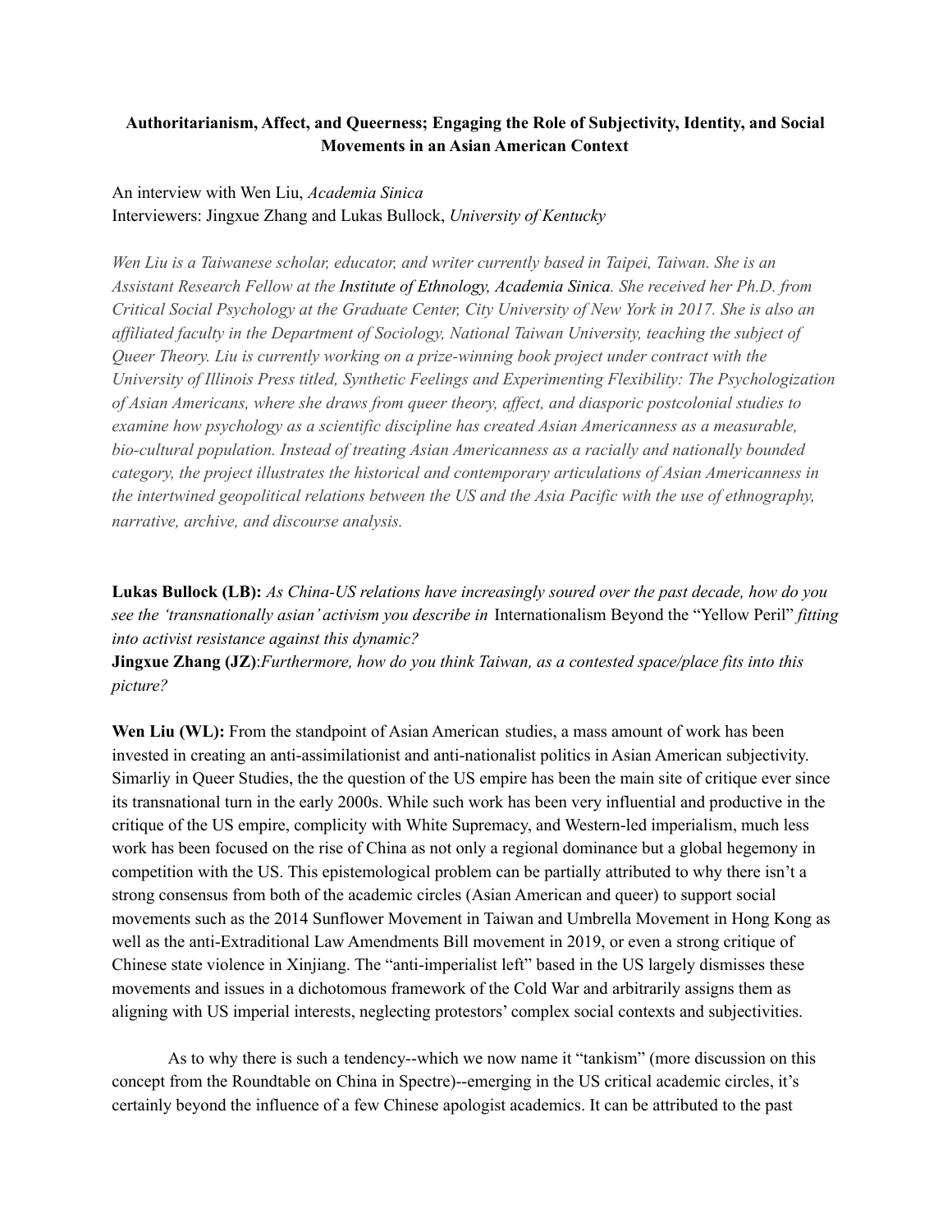**Authoritarianism, Affect, and Queerness; Engaging the Role of Subjectivity, Identity, and Social Movements in an Asian American Context**

An interview with Wen Liu, *Academia Sinica*
Interviewers: Jingxue Zhang and Lukas Bullock, *University of Kentucky*

*Wen Liu is a Taiwanese scholar, educator, and writer currently based in Taipei, Taiwan. She is an Assistant Research Fellow at the* ***Institute of Ethnology, Academia Sinica****. She received her Ph.D. from Critical Social Psychology at the Graduate Center, City University of New York in 2017. She is also an affiliated faculty in the Department of Sociology, National Taiwan University, teaching the subject of Queer Theory. Liu is currently working on a prize-winning book project under contract with the University of Illinois Press titled, Synthetic Feelings and Experimenting Flexibility: The Psychologization of Asian Americans, where she draws from queer theory, affect, and diasporic postcolonial studies to examine how psychology as a scientific discipline has created Asian Americanness as a measurable, bio-cultural population. Instead of treating Asian Americanness as a racially and nationally bounded category, the project illustrates the historical and contemporary articulations of Asian Americanness in the intertwined geopolitical relations between the US and the Asia Pacific with the use of ethnography, narrative, archive, and discourse analysis.*

**Lukas Bullock (LB):** *As China-US relations have increasingly soured over the past decade, how do you see the 'transnationally asian' activism you describe in* Internationalism Beyond the "Yellow Peril" *fitting into activist resistance against this dynamic?*
**Jingxue Zhang (JZ)**:*Furthermore, how do you think Taiwan, as a contested space/place fits into this picture?*

**Wen Liu (WL):** From the standpoint of Asian American studies, a mass amount of work has been invested in creating an anti-assimilationist and anti-nationalist politics in Asian American subjectivity. Simarliy in Queer Studies, the the question of the US empire has been the main site of critique ever since its transnational turn in the early 2000s. While such work has been very influential and productive in the critique of the US empire, complicity with White Supremacy, and Western-led imperialism, much less work has been focused on the rise of China as not only a regional dominance but a global hegemony in competition with the US. This epistemological problem can be partially attributed to why there isn't a strong consensus from both of the academic circles (Asian American and queer) to support social movements such as the 2014 Sunflower Movement in Taiwan and Umbrella Movement in Hong Kong as well as the anti-Extraditional Law Amendments Bill movement in 2019, or even a strong critique of Chinese state violence in Xinjiang. The "anti-imperialist left" based in the US largely dismisses these movements and issues in a dichotomous framework of the Cold War and arbitrarily assigns them as aligning with US imperial interests, neglecting protestors' complex social contexts and subjectivities.

As to why there is such a tendency--which we now name it "tankism" (more discussion on this concept from the Roundtable on China in Spectre)--emerging in the US critical academic circles, it's certainly beyond the influence of a few Chinese apologist academics. It can be attributed to the past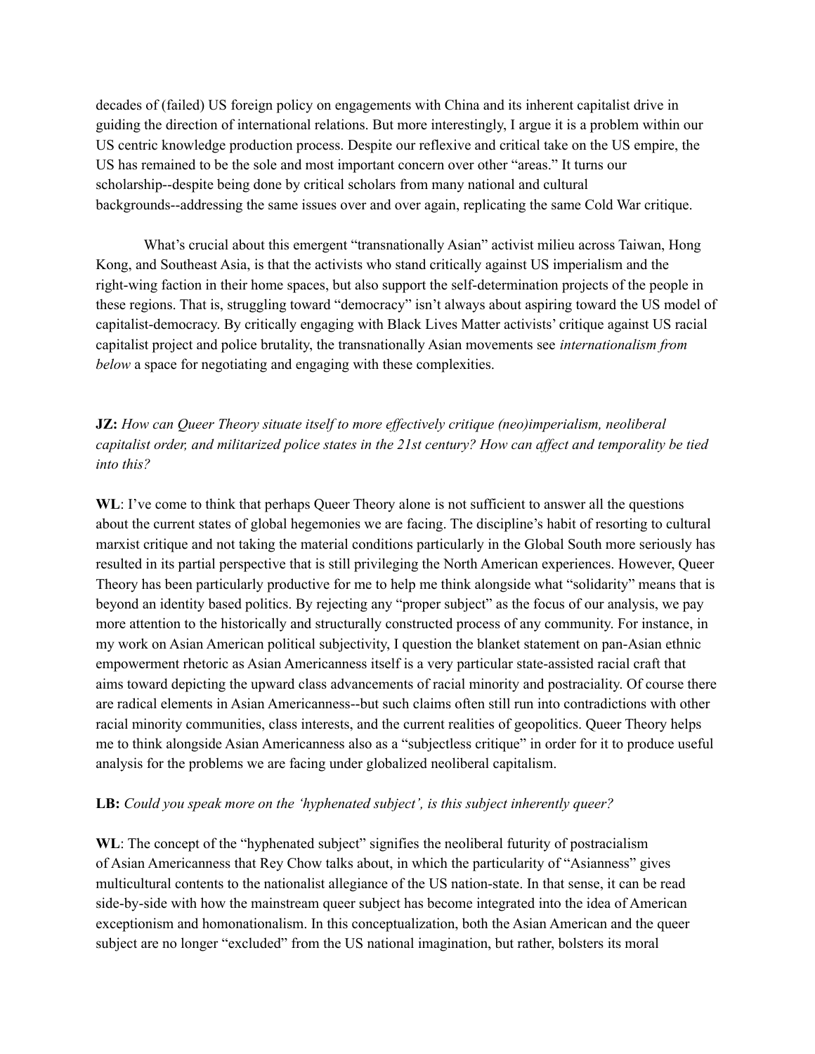decades of (failed) US foreign policy on engagements with China and its inherent capitalist drive in guiding the direction of international relations. But more interestingly, I argue it is a problem within our US centric knowledge production process. Despite our reflexive and critical take on the US empire, the US has remained to be the sole and most important concern over other "areas." It turns our scholarship--despite being done by critical scholars from many national and cultural backgrounds--addressing the same issues over and over again, replicating the same Cold War critique.

What's crucial about this emergent "transnationally Asian" activist milieu across Taiwan, Hong Kong, and Southeast Asia, is that the activists who stand critically against US imperialism and the right-wing faction in their home spaces, but also support the self-determination projects of the people in these regions. That is, struggling toward "democracy" isn't always about aspiring toward the US model of capitalist-democracy. By critically engaging with Black Lives Matter activists' critique against US racial capitalist project and police brutality, the transnationally Asian movements see *internationalism from below* a space for negotiating and engaging with these complexities.

**JZ:** *How can Queer Theory situate itself to more effectively critique (neo)imperialism, neoliberal capitalist order, and militarized police states in the 21st century? How can affect and temporality be tied into this?*

**WL**: I've come to think that perhaps Queer Theory alone is not sufficient to answer all the questions about the current states of global hegemonies we are facing. The discipline's habit of resorting to cultural marxist critique and not taking the material conditions particularly in the Global South more seriously has resulted in its partial perspective that is still privileging the North American experiences. However, Queer Theory has been particularly productive for me to help me think alongside what "solidarity" means that is beyond an identity based politics. By rejecting any "proper subject" as the focus of our analysis, we pay more attention to the historically and structurally constructed process of any community. For instance, in my work on Asian American political subjectivity, I question the blanket statement on pan-Asian ethnic empowerment rhetoric as Asian Americanness itself is a very particular state-assisted racial craft that aims toward depicting the upward class advancements of racial minority and postraciality. Of course there are radical elements in Asian Americanness--but such claims often still run into contradictions with other racial minority communities, class interests, and the current realities of geopolitics. Queer Theory helps me to think alongside Asian Americanness also as a "subjectless critique" in order for it to produce useful analysis for the problems we are facing under globalized neoliberal capitalism.

**LB:** *Could you speak more on the 'hyphenated subject', is this subject inherently queer?*

**WL**: The concept of the "hyphenated subject" signifies the neoliberal futurity of postracialism of Asian Americanness that Rey Chow talks about, in which the particularity of "Asianness" gives multicultural contents to the nationalist allegiance of the US nation-state. In that sense, it can be read side-by-side with how the mainstream queer subject has become integrated into the idea of American exceptionism and homonationalism. In this conceptualization, both the Asian American and the queer subject are no longer "excluded" from the US national imagination, but rather, bolsters its moral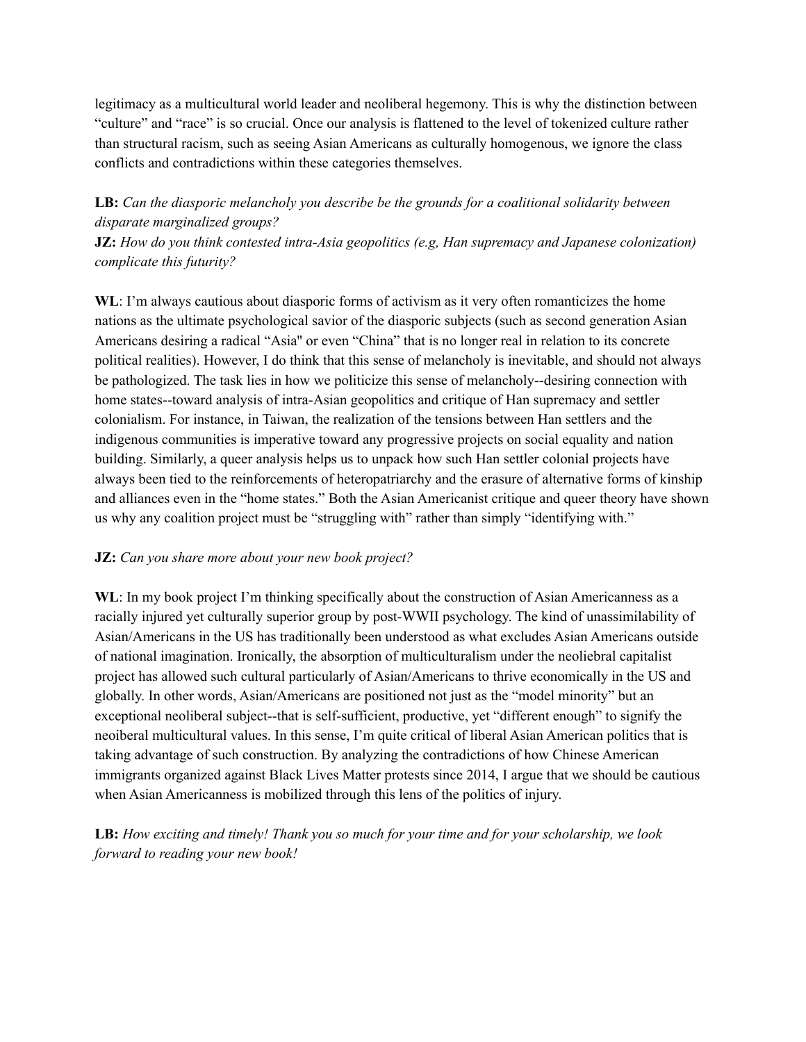legitimacy as a multicultural world leader and neoliberal hegemony. This is why the distinction between "culture" and "race" is so crucial. Once our analysis is flattened to the level of tokenized culture rather than structural racism, such as seeing Asian Americans as culturally homogenous, we ignore the class conflicts and contradictions within these categories themselves.

**LB:** *Can the diasporic melancholy you describe be the grounds for a coalitional solidarity between disparate marginalized groups?*
**JZ:** *How do you think contested intra-Asia geopolitics (e.g, Han supremacy and Japanese colonization) complicate this futurity?*

**WL**: I'm always cautious about diasporic forms of activism as it very often romanticizes the home nations as the ultimate psychological savior of the diasporic subjects (such as second generation Asian Americans desiring a radical "Asia" or even "China" that is no longer real in relation to its concrete political realities). However, I do think that this sense of melancholy is inevitable, and should not always be pathologized. The task lies in how we politicize this sense of melancholy--desiring connection with home states--toward analysis of intra-Asian geopolitics and critique of Han supremacy and settler colonialism. For instance, in Taiwan, the realization of the tensions between Han settlers and the indigenous communities is imperative toward any progressive projects on social equality and nation building. Similarly, a queer analysis helps us to unpack how such Han settler colonial projects have always been tied to the reinforcements of heteropatriarchy and the erasure of alternative forms of kinship and alliances even in the "home states." Both the Asian Americanist critique and queer theory have shown us why any coalition project must be "struggling with" rather than simply "identifying with."

**JZ:** *Can you share more about your new book project?*

**WL**: In my book project I'm thinking specifically about the construction of Asian Americanness as a racially injured yet culturally superior group by post-WWII psychology. The kind of unassimilability of Asian/Americans in the US has traditionally been understood as what excludes Asian Americans outside of national imagination. Ironically, the absorption of multiculturalism under the neoliebral capitalist project has allowed such cultural particularly of Asian/Americans to thrive economically in the US and globally. In other words, Asian/Americans are positioned not just as the "model minority" but an exceptional neoliberal subject--that is self-sufficient, productive, yet "different enough" to signify the neoiberal multicultural values. In this sense, I'm quite critical of liberal Asian American politics that is taking advantage of such construction. By analyzing the contradictions of how Chinese American immigrants organized against Black Lives Matter protests since 2014, I argue that we should be cautious when Asian Americanness is mobilized through this lens of the politics of injury.

**LB:** *How exciting and timely! Thank you so much for your time and for your scholarship, we look forward to reading your new book!*